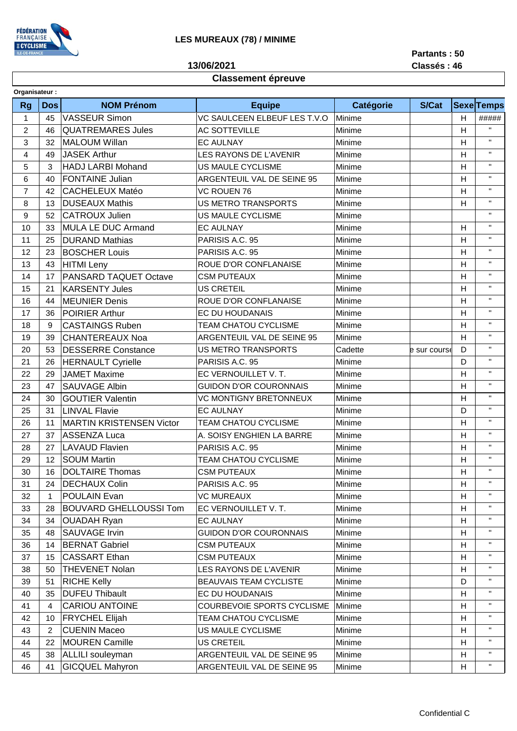LES MUREAUX (78) / MINIME

Partants : 50
Classés : 46

13/06/2021

## Classement épreuve

**Organisateur :**

| Rg | Dos | NOM Prénom | Equipe | Catégorie | S/Cat | Sexe | Temps |
|---|---|---|---|---|---|---|---|
| 1 | 45 | VASSEUR Simon | VC SAULCEEN ELBEUF LES T.V.O | Minime | | H | ##### |
| 2 | 46 | QUATREMARES Jules | AC SOTTEVILLE | Minime | | H | " |
| 3 | 32 | MALOUM Willan | EC AULNAY | Minime | | H | " |
| 4 | 49 | JASEK Arthur | LES RAYONS DE L'AVENIR | Minime | | H | " |
| 5 | 3 | HADJ LARBI Mohand | US MAULE CYCLISME | Minime | | H | " |
| 6 | 40 | FONTAINE Julian | ARGENTEUIL VAL DE SEINE 95 | Minime | | H | " |
| 7 | 42 | CACHELEUX Matéo | VC ROUEN 76 | Minime | | H | " |
| 8 | 13 | DUSEAUX Mathis | US METRO TRANSPORTS | Minime | | H | " |
| 9 | 52 | CATROUX Julien | US MAULE CYCLISME | Minime | | | " |
| 10 | 33 | MULA LE DUC Armand | EC AULNAY | Minime | | H | " |
| 11 | 25 | DURAND Mathias | PARISIS A.C. 95 | Minime | | H | " |
| 12 | 23 | BOSCHER Louis | PARISIS A.C. 95 | Minime | | H | " |
| 13 | 43 | HITMI Leny | ROUE D'OR CONFLANAISE | Minime | | H | " |
| 14 | 17 | PANSARD TAQUET Octave | CSM PUTEAUX | Minime | | H | " |
| 15 | 21 | KARSENTY Jules | US CRETEIL | Minime | | H | " |
| 16 | 44 | MEUNIER Denis | ROUE D'OR CONFLANAISE | Minime | | H | " |
| 17 | 36 | POIRIER Arthur | EC DU HOUDANAIS | Minime | | H | " |
| 18 | 9 | CASTAINGS Ruben | TEAM CHATOU CYCLISME | Minime | | H | " |
| 19 | 39 | CHANTEREAUX Noa | ARGENTEUIL VAL DE SEINE 95 | Minime | | H | " |
| 20 | 53 | DESSERRE Constance | US METRO TRANSPORTS | Cadette | e sur course | D | " |
| 21 | 26 | HERNAULT Cyrielle | PARISIS A.C. 95 | Minime | | D | " |
| 22 | 29 | JAMET Maxime | EC VERNOUILLET V. T. | Minime | | H | " |
| 23 | 47 | SAUVAGE Albin | GUIDON D'OR COURONNAIS | Minime | | H | " |
| 24 | 30 | GOUTIER Valentin | VC MONTIGNY BRETONNEUX | Minime | | H | " |
| 25 | 31 | LINVAL Flavie | EC AULNAY | Minime | | D | " |
| 26 | 11 | MARTIN KRISTENSEN Victor | TEAM CHATOU CYCLISME | Minime | | H | " |
| 27 | 37 | ASSENZA Luca | A. SOISY ENGHIEN LA BARRE | Minime | | H | " |
| 28 | 27 | LAVAUD Flavien | PARISIS A.C. 95 | Minime | | H | " |
| 29 | 12 | SOUM Martin | TEAM CHATOU CYCLISME | Minime | | H | " |
| 30 | 16 | DOLTAIRE Thomas | CSM PUTEAUX | Minime | | H | " |
| 31 | 24 | DECHAUX Colin | PARISIS A.C. 95 | Minime | | H | " |
| 32 | 1 | POULAIN Evan | VC MUREAUX | Minime | | H | " |
| 33 | 28 | BOUVARD GHELLOUSSI Tom | EC VERNOUILLET V. T. | Minime | | H | " |
| 34 | 34 | OUADAH Ryan | EC AULNAY | Minime | | H | " |
| 35 | 48 | SAUVAGE Irvin | GUIDON D'OR COURONNAIS | Minime | | H | " |
| 36 | 14 | BERNAT Gabriel | CSM PUTEAUX | Minime | | H | " |
| 37 | 15 | CASSART Ethan | CSM PUTEAUX | Minime | | H | " |
| 38 | 50 | THEVENET Nolan | LES RAYONS DE L'AVENIR | Minime | | H | " |
| 39 | 51 | RICHE Kelly | BEAUVAIS TEAM CYCLISTE | Minime | | D | " |
| 40 | 35 | DUFEU Thibault | EC DU HOUDANAIS | Minime | | H | " |
| 41 | 4 | CARIOU ANTOINE | COURBEVOIE SPORTS CYCLISME | Minime | | H | " |
| 42 | 10 | FRYCHEL Elijah | TEAM CHATOU CYCLISME | Minime | | H | " |
| 43 | 2 | CUENIN Maceo | US MAULE CYCLISME | Minime | | H | " |
| 44 | 22 | MOUREN Camille | US CRETEIL | Minime | | H | " |
| 45 | 38 | ALLILI souleyman | ARGENTEUIL VAL DE SEINE 95 | Minime | | H | " |
| 46 | 41 | GICQUEL Mahyron | ARGENTEUIL VAL DE SEINE 95 | Minime | | H | " |

Confidential C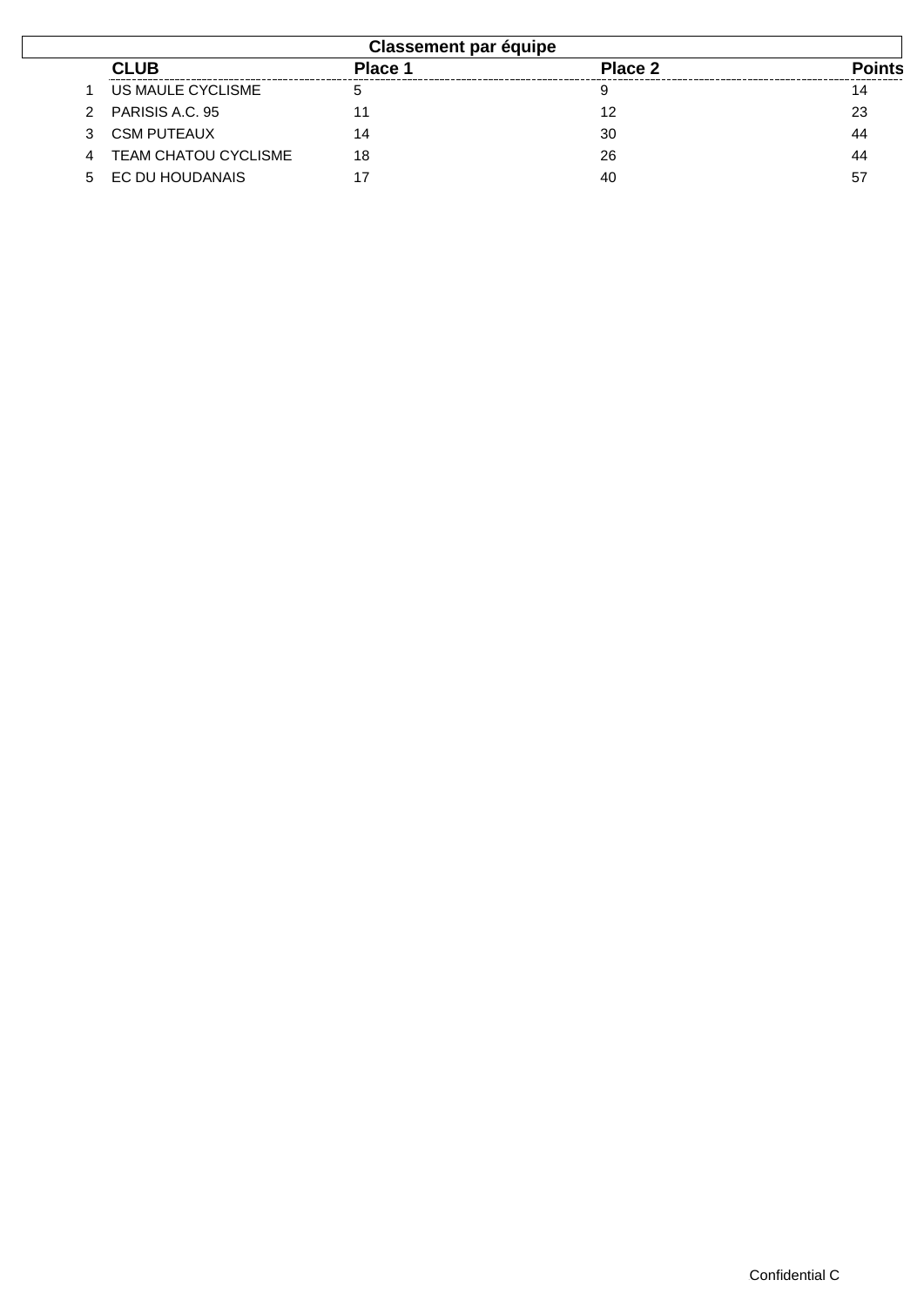## Classement par équipe

| | CLUB | Place 1 | Place 2 | Points |
|---|---|---|---|---|
| 1 | US MAULE CYCLISME | 5 | 9 | 14 |
| 2 | PARISIS A.C. 95 | 11 | 12 | 23 |
| 3 | CSM PUTEAUX | 14 | 30 | 44 |
| 4 | TEAM CHATOU CYCLISME | 18 | 26 | 44 |
| 5 | EC DU HOUDANAIS | 17 | 40 | 57 |

Confidential C